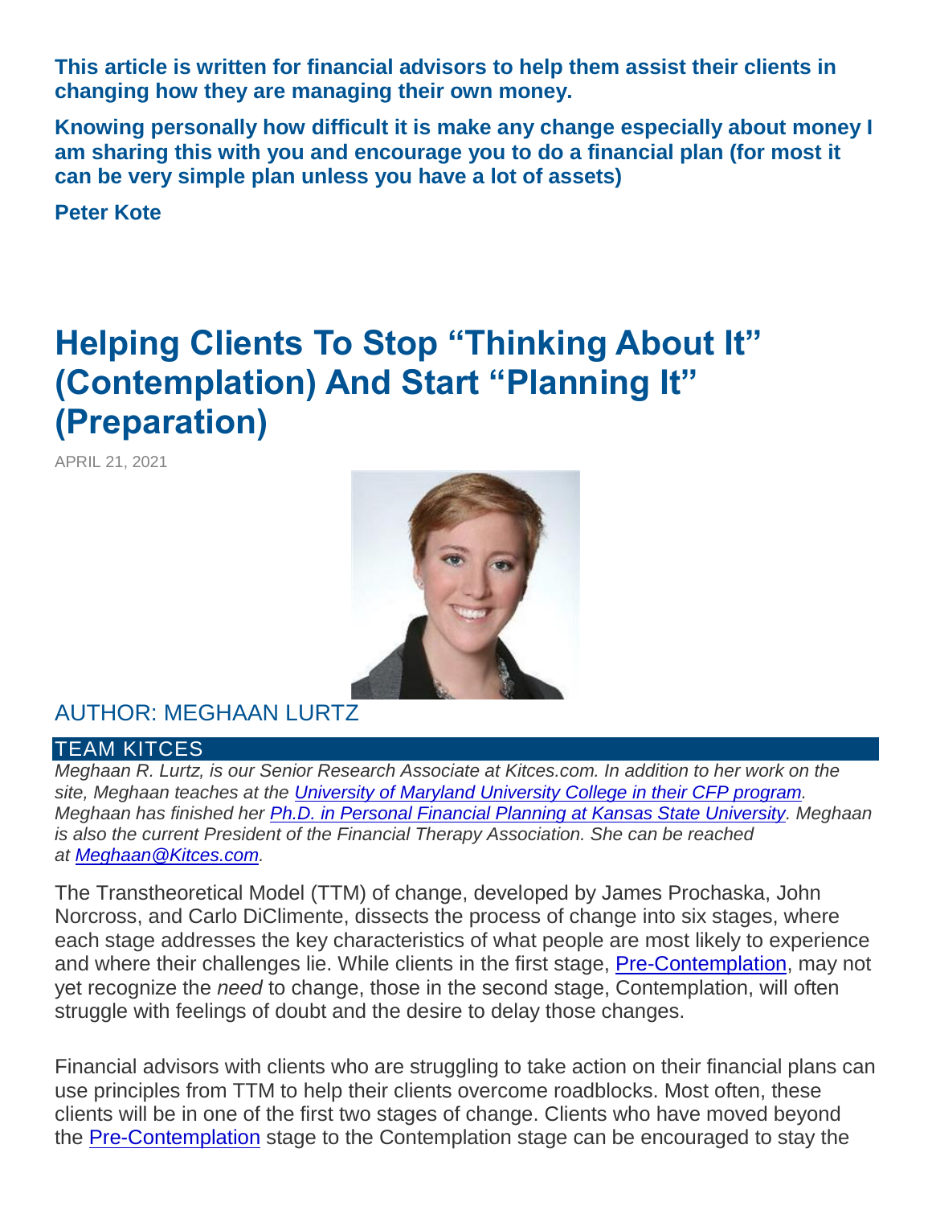**This article is written for financial advisors to help them assist their clients in changing how they are managing their own money.**

**Knowing personally how difficult it is make any change especially about money I am sharing this with you and encourage you to do a financial plan (for most it can be very simple plan unless you have a lot of assets)**

**Peter Kote**

# Helping Clients To Stop "Thinking About It" (Contemplation) And Start "Planning It" (Preparation)

APRIL 21, 2021

## AUTHOR: MEGHAAN LURTZ

TEAM KITCES

*Meghaan R. Lurtz, is our Senior Research Associate at Kitces.com. In addition to her work on the site, Meghaan teaches at the [University of Maryland University College in their CFP program](). Meghaan has finished her [Ph.D. in Personal Financial Planning at Kansas State University](). Meghaan is also the current President of the Financial Therapy Association. She can be reached at [Meghaan@Kitces.com]().*

The Transtheoretical Model (TTM) of change, developed by James Prochaska, John Norcross, and Carlo DiClimente, dissects the process of change into six stages, where each stage addresses the key characteristics of what people are most likely to experience and where their challenges lie. While clients in the first stage, [Pre-Contemplation](), may not yet recognize the *need* to change, those in the second stage, Contemplation, will often struggle with feelings of doubt and the desire to delay those changes.

Financial advisors with clients who are struggling to take action on their financial plans can use principles from TTM to help their clients overcome roadblocks. Most often, these clients will be in one of the first two stages of change. Clients who have moved beyond the [Pre-Contemplation]() stage to the Contemplation stage can be encouraged to stay the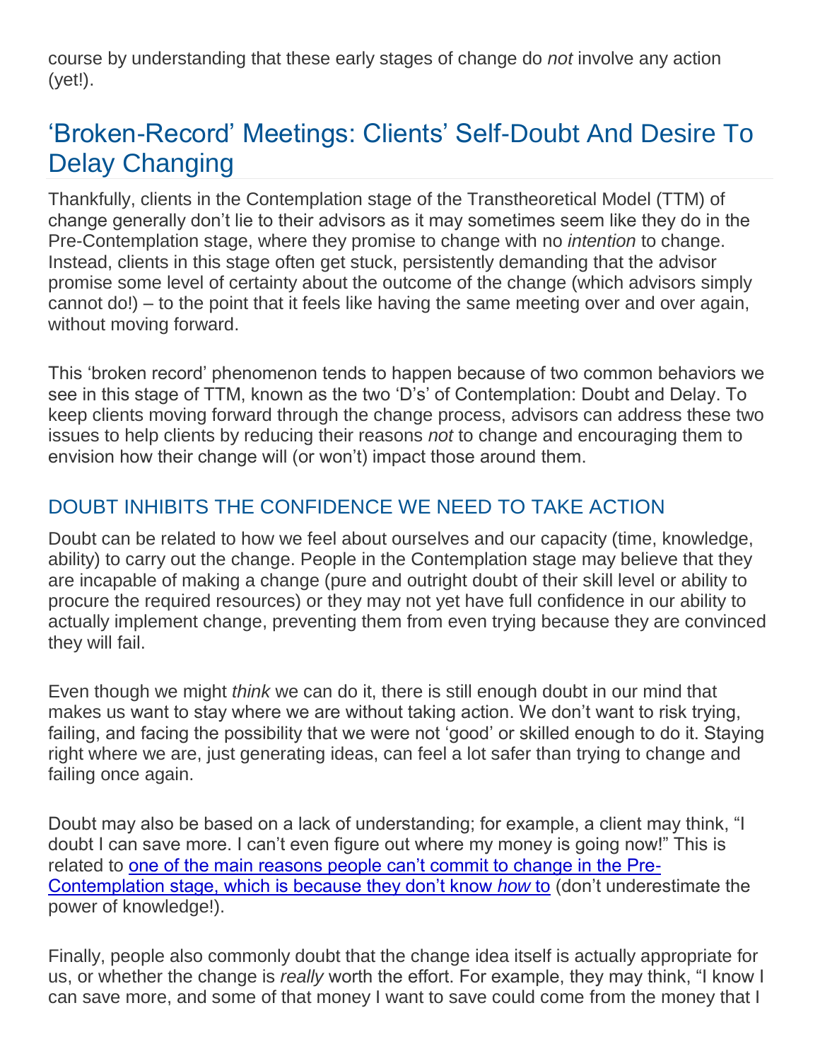course by understanding that these early stages of change do *not* involve any action (yet!).

## 'Broken-Record' Meetings: Clients' Self-Doubt And Desire To Delay Changing

Thankfully, clients in the Contemplation stage of the Transtheoretical Model (TTM) of change generally don't lie to their advisors as it may sometimes seem like they do in the Pre-Contemplation stage, where they promise to change with no *intention* to change. Instead, clients in this stage often get stuck, persistently demanding that the advisor promise some level of certainty about the outcome of the change (which advisors simply cannot do!) – to the point that it feels like having the same meeting over and over again, without moving forward.

This 'broken record' phenomenon tends to happen because of two common behaviors we see in this stage of TTM, known as the two 'D's' of Contemplation: Doubt and Delay. To keep clients moving forward through the change process, advisors can address these two issues to help clients by reducing their reasons *not* to change and encouraging them to envision how their change will (or won't) impact those around them.

### DOUBT INHIBITS THE CONFIDENCE WE NEED TO TAKE ACTION

Doubt can be related to how we feel about ourselves and our capacity (time, knowledge, ability) to carry out the change. People in the Contemplation stage may believe that they are incapable of making a change (pure and outright doubt of their skill level or ability to procure the required resources) or they may not yet have full confidence in our ability to actually implement change, preventing them from even trying because they are convinced they will fail.

Even though we might *think* we can do it, there is still enough doubt in our mind that makes us want to stay where we are without taking action. We don't want to risk trying, failing, and facing the possibility that we were not 'good' or skilled enough to do it. Staying right where we are, just generating ideas, can feel a lot safer than trying to change and failing once again.

Doubt may also be based on a lack of understanding; for example, a client may think, "I doubt I can save more. I can't even figure out where my money is going now!" This is related to [one of the main reasons people can't commit to change in the Pre-Contemplation stage, which is because they don't know *how* to]() (don't underestimate the power of knowledge!).

Finally, people also commonly doubt that the change idea itself is actually appropriate for us, or whether the change is *really* worth the effort. For example, they may think, "I know I can save more, and some of that money I want to save could come from the money that I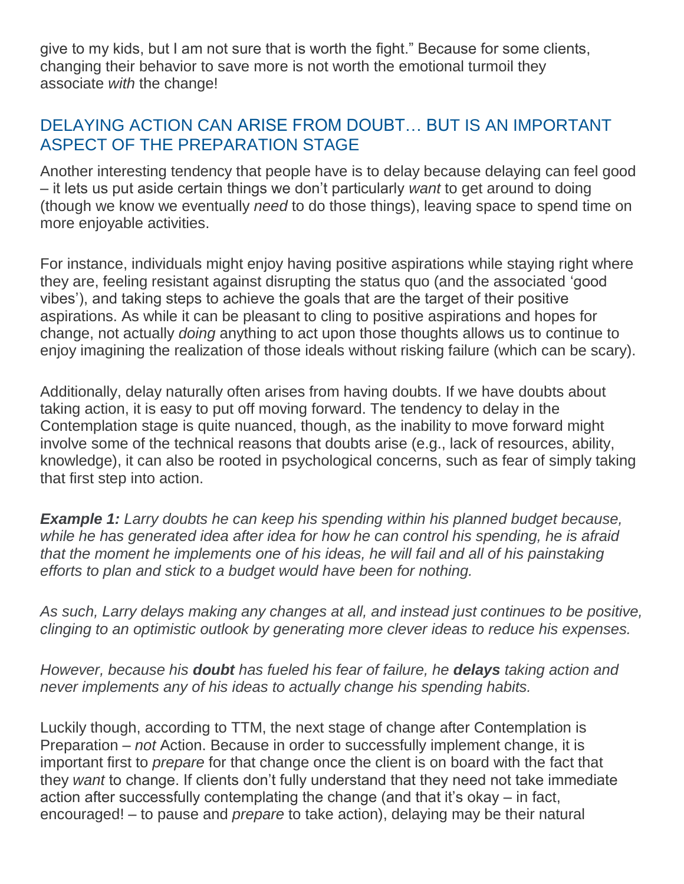give to my kids, but I am not sure that is worth the fight." Because for some clients, changing their behavior to save more is not worth the emotional turmoil they associate *with* the change!

## DELAYING ACTION CAN ARISE FROM DOUBT… BUT IS AN IMPORTANT ASPECT OF THE PREPARATION STAGE

Another interesting tendency that people have is to delay because delaying can feel good – it lets us put aside certain things we don't particularly *want* to get around to doing (though we know we eventually *need* to do those things), leaving space to spend time on more enjoyable activities.

For instance, individuals might enjoy having positive aspirations while staying right where they are, feeling resistant against disrupting the status quo (and the associated 'good vibes'), and taking steps to achieve the goals that are the target of their positive aspirations. As while it can be pleasant to cling to positive aspirations and hopes for change, not actually *doing* anything to act upon those thoughts allows us to continue to enjoy imagining the realization of those ideals without risking failure (which can be scary).

Additionally, delay naturally often arises from having doubts. If we have doubts about taking action, it is easy to put off moving forward. The tendency to delay in the Contemplation stage is quite nuanced, though, as the inability to move forward might involve some of the technical reasons that doubts arise (e.g., lack of resources, ability, knowledge), it can also be rooted in psychological concerns, such as fear of simply taking that first step into action.

***Example 1:*** *Larry doubts he can keep his spending within his planned budget because, while he has generated idea after idea for how he can control his spending, he is afraid that the moment he implements one of his ideas, he will fail and all of his painstaking efforts to plan and stick to a budget would have been for nothing.*

*As such, Larry delays making any changes at all, and instead just continues to be positive, clinging to an optimistic outlook by generating more clever ideas to reduce his expenses.*

*However, because his* ***doubt*** *has fueled his fear of failure, he* ***delays*** *taking action and never implements any of his ideas to actually change his spending habits.*

Luckily though, according to TTM, the next stage of change after Contemplation is Preparation – *not* Action. Because in order to successfully implement change, it is important first to *prepare* for that change once the client is on board with the fact that they *want* to change. If clients don't fully understand that they need not take immediate action after successfully contemplating the change (and that it's okay – in fact, encouraged! – to pause and *prepare* to take action), delaying may be their natural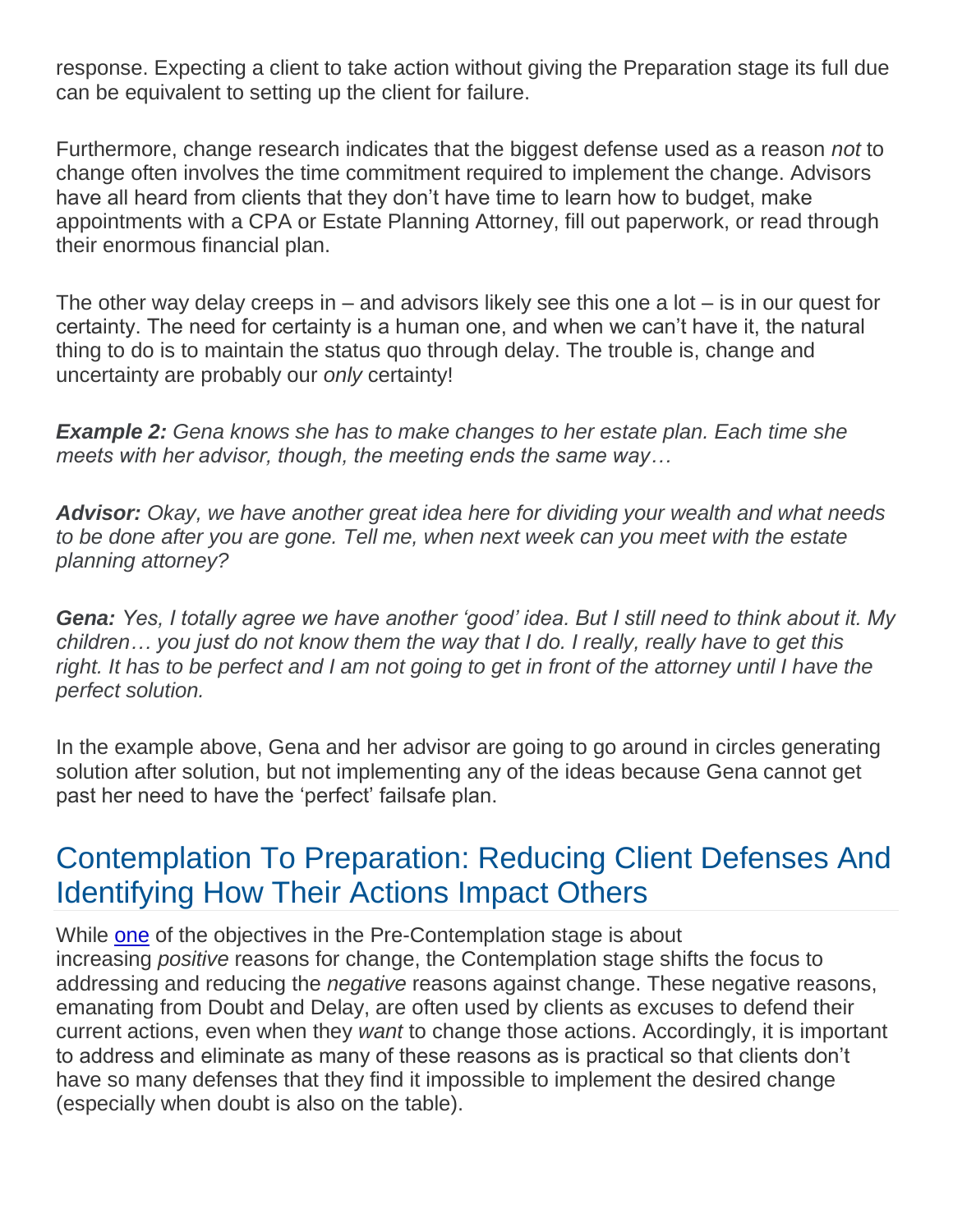response. Expecting a client to take action without giving the Preparation stage its full due can be equivalent to setting up the client for failure.

Furthermore, change research indicates that the biggest defense used as a reason *not* to change often involves the time commitment required to implement the change. Advisors have all heard from clients that they don't have time to learn how to budget, make appointments with a CPA or Estate Planning Attorney, fill out paperwork, or read through their enormous financial plan.

The other way delay creeps in – and advisors likely see this one a lot – is in our quest for certainty. The need for certainty is a human one, and when we can't have it, the natural thing to do is to maintain the status quo through delay. The trouble is, change and uncertainty are probably our *only* certainty!

***Example 2:*** *Gena knows she has to make changes to her estate plan. Each time she meets with her advisor, though, the meeting ends the same way…*

***Advisor:*** *Okay, we have another great idea here for dividing your wealth and what needs to be done after you are gone. Tell me, when next week can you meet with the estate planning attorney?*

***Gena:*** *Yes, I totally agree we have another 'good' idea. But I still need to think about it. My children… you just do not know them the way that I do. I really, really have to get this right. It has to be perfect and I am not going to get in front of the attorney until I have the perfect solution.*

In the example above, Gena and her advisor are going to go around in circles generating solution after solution, but not implementing any of the ideas because Gena cannot get past her need to have the 'perfect' failsafe plan.

## Contemplation To Preparation: Reducing Client Defenses And Identifying How Their Actions Impact Others

While one of the objectives in the Pre-Contemplation stage is about increasing *positive* reasons for change, the Contemplation stage shifts the focus to addressing and reducing the *negative* reasons against change. These negative reasons, emanating from Doubt and Delay, are often used by clients as excuses to defend their current actions, even when they *want* to change those actions. Accordingly, it is important to address and eliminate as many of these reasons as is practical so that clients don't have so many defenses that they find it impossible to implement the desired change (especially when doubt is also on the table).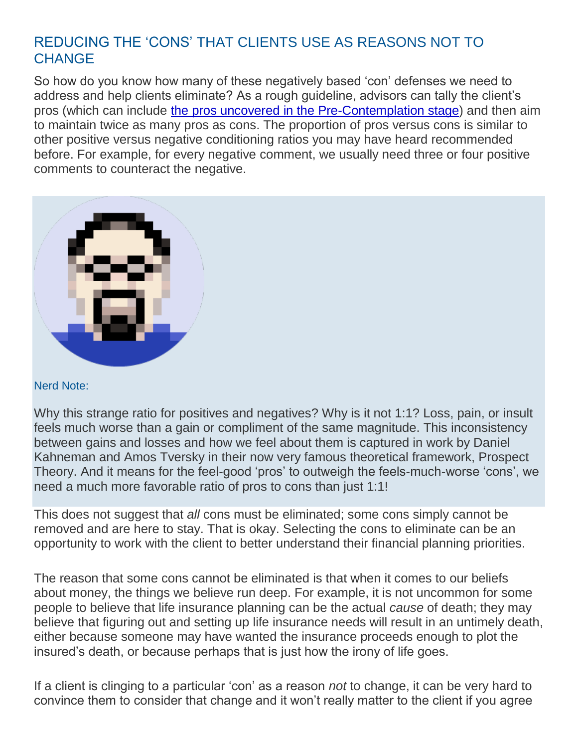## REDUCING THE 'CONS' THAT CLIENTS USE AS REASONS NOT TO CHANGE

So how do you know how many of these negatively based 'con' defenses we need to address and help clients eliminate? As a rough guideline, advisors can tally the client's pros (which can include [the pros uncovered in the Pre-Contemplation stage]) and then aim to maintain twice as many pros as cons. The proportion of pros versus cons is similar to other positive versus negative conditioning ratios you may have heard recommended before. For example, for every negative comment, we usually need three or four positive comments to counteract the negative.

Nerd Note:

Why this strange ratio for positives and negatives? Why is it not 1:1? Loss, pain, or insult feels much worse than a gain or compliment of the same magnitude. This inconsistency between gains and losses and how we feel about them is captured in work by Daniel Kahneman and Amos Tversky in their now very famous theoretical framework, Prospect Theory. And it means for the feel-good 'pros' to outweigh the feels-much-worse 'cons', we need a much more favorable ratio of pros to cons than just 1:1!

This does not suggest that *all* cons must be eliminated; some cons simply cannot be removed and are here to stay. That is okay. Selecting the cons to eliminate can be an opportunity to work with the client to better understand their financial planning priorities.

The reason that some cons cannot be eliminated is that when it comes to our beliefs about money, the things we believe run deep. For example, it is not uncommon for some people to believe that life insurance planning can be the actual *cause* of death; they may believe that figuring out and setting up life insurance needs will result in an untimely death, either because someone may have wanted the insurance proceeds enough to plot the insured's death, or because perhaps that is just how the irony of life goes.

If a client is clinging to a particular 'con' as a reason *not* to change, it can be very hard to convince them to consider that change and it won't really matter to the client if you agree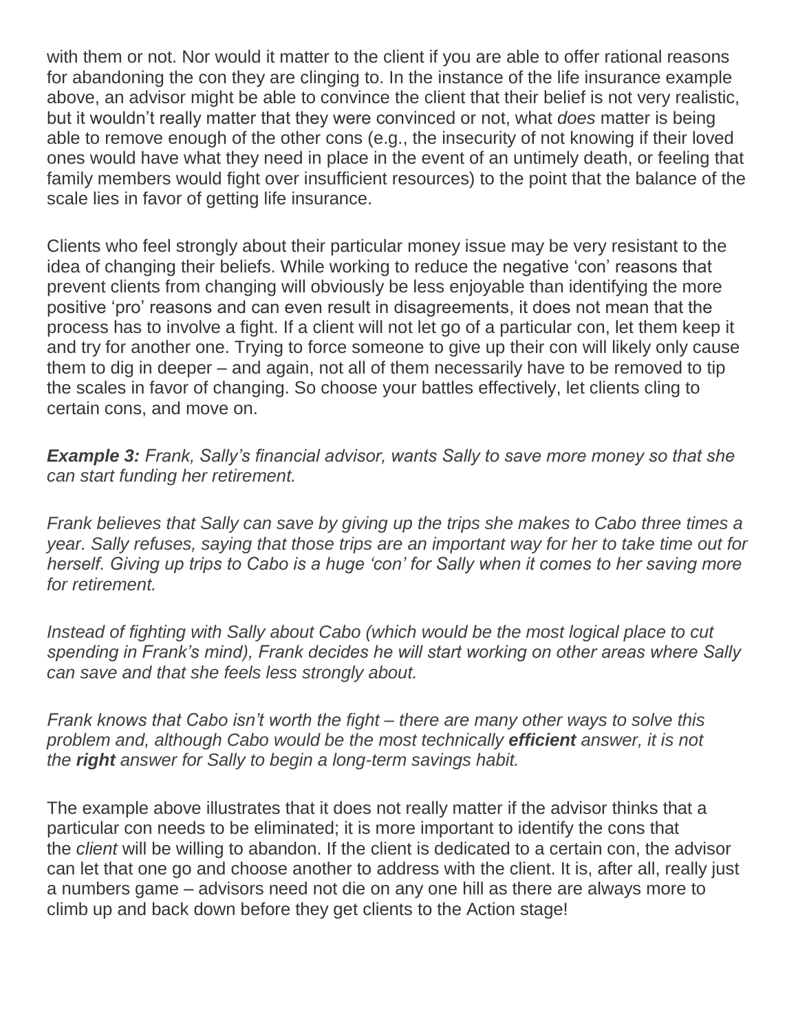with them or not. Nor would it matter to the client if you are able to offer rational reasons for abandoning the con they are clinging to. In the instance of the life insurance example above, an advisor might be able to convince the client that their belief is not very realistic, but it wouldn't really matter that they were convinced or not, what *does* matter is being able to remove enough of the other cons (e.g., the insecurity of not knowing if their loved ones would have what they need in place in the event of an untimely death, or feeling that family members would fight over insufficient resources) to the point that the balance of the scale lies in favor of getting life insurance.

Clients who feel strongly about their particular money issue may be very resistant to the idea of changing their beliefs. While working to reduce the negative 'con' reasons that prevent clients from changing will obviously be less enjoyable than identifying the more positive 'pro' reasons and can even result in disagreements, it does not mean that the process has to involve a fight. If a client will not let go of a particular con, let them keep it and try for another one. Trying to force someone to give up their con will likely only cause them to dig in deeper – and again, not all of them necessarily have to be removed to tip the scales in favor of changing. So choose your battles effectively, let clients cling to certain cons, and move on.

***Example 3:*** *Frank, Sally's financial advisor, wants Sally to save more money so that she can start funding her retirement.*

*Frank believes that Sally can save by giving up the trips she makes to Cabo three times a year. Sally refuses, saying that those trips are an important way for her to take time out for herself. Giving up trips to Cabo is a huge 'con' for Sally when it comes to her saving more for retirement.*

*Instead of fighting with Sally about Cabo (which would be the most logical place to cut spending in Frank's mind), Frank decides he will start working on other areas where Sally can save and that she feels less strongly about.*

*Frank knows that Cabo isn't worth the fight – there are many other ways to solve this problem and, although Cabo would be the most technically* ***efficient*** *answer, it is not the* ***right*** *answer for Sally to begin a long-term savings habit.*

The example above illustrates that it does not really matter if the advisor thinks that a particular con needs to be eliminated; it is more important to identify the cons that the *client* will be willing to abandon. If the client is dedicated to a certain con, the advisor can let that one go and choose another to address with the client. It is, after all, really just a numbers game – advisors need not die on any one hill as there are always more to climb up and back down before they get clients to the Action stage!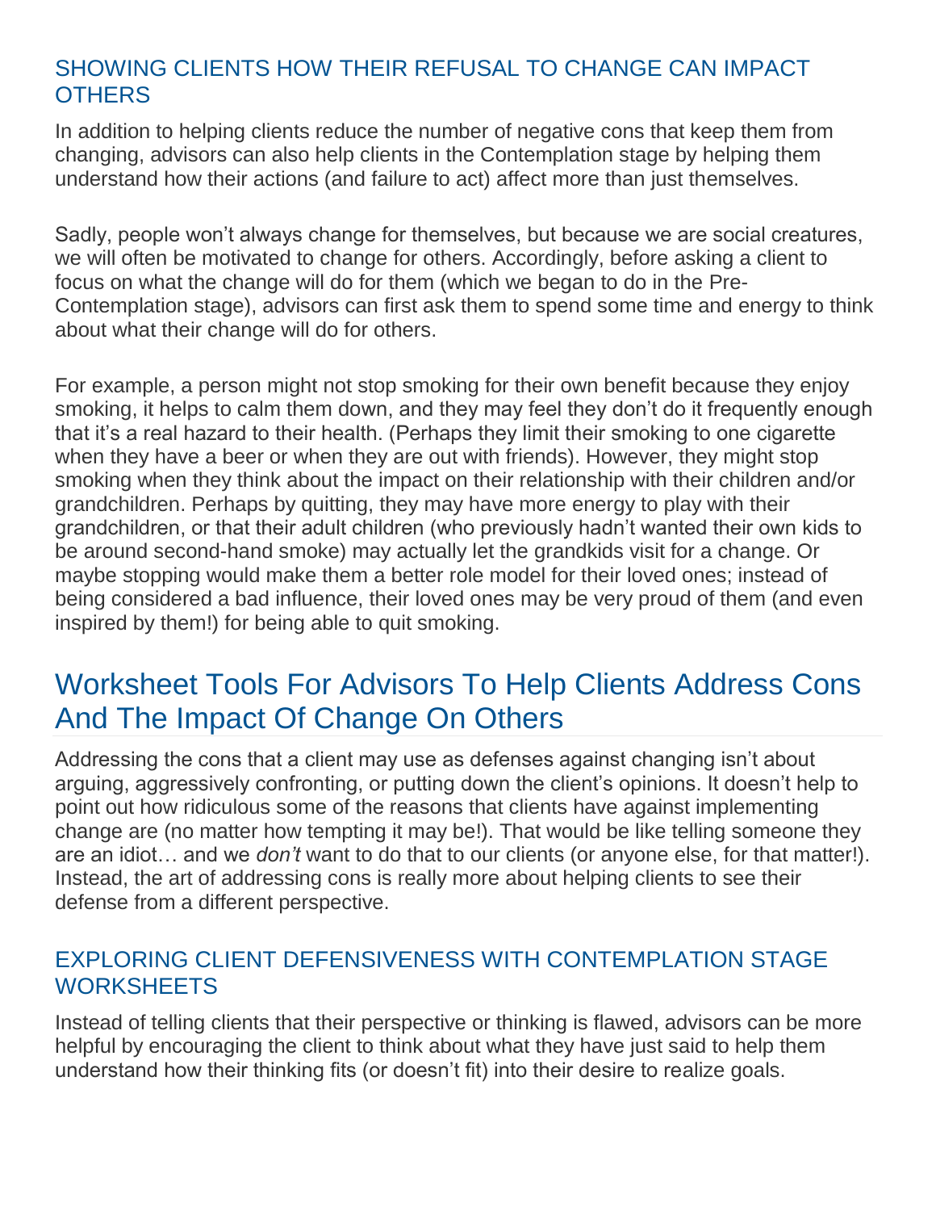### SHOWING CLIENTS HOW THEIR REFUSAL TO CHANGE CAN IMPACT OTHERS

In addition to helping clients reduce the number of negative cons that keep them from changing, advisors can also help clients in the Contemplation stage by helping them understand how their actions (and failure to act) affect more than just themselves.

Sadly, people won't always change for themselves, but because we are social creatures, we will often be motivated to change for others. Accordingly, before asking a client to focus on what the change will do for them (which we began to do in the Pre-Contemplation stage), advisors can first ask them to spend some time and energy to think about what their change will do for others.

For example, a person might not stop smoking for their own benefit because they enjoy smoking, it helps to calm them down, and they may feel they don't do it frequently enough that it's a real hazard to their health. (Perhaps they limit their smoking to one cigarette when they have a beer or when they are out with friends). However, they might stop smoking when they think about the impact on their relationship with their children and/or grandchildren. Perhaps by quitting, they may have more energy to play with their grandchildren, or that their adult children (who previously hadn't wanted their own kids to be around second-hand smoke) may actually let the grandkids visit for a change. Or maybe stopping would make them a better role model for their loved ones; instead of being considered a bad influence, their loved ones may be very proud of them (and even inspired by them!) for being able to quit smoking.

## Worksheet Tools For Advisors To Help Clients Address Cons And The Impact Of Change On Others

Addressing the cons that a client may use as defenses against changing isn't about arguing, aggressively confronting, or putting down the client's opinions. It doesn't help to point out how ridiculous some of the reasons that clients have against implementing change are (no matter how tempting it may be!). That would be like telling someone they are an idiot… and we *don't* want to do that to our clients (or anyone else, for that matter!). Instead, the art of addressing cons is really more about helping clients to see their defense from a different perspective.

### EXPLORING CLIENT DEFENSIVENESS WITH CONTEMPLATION STAGE WORKSHEETS

Instead of telling clients that their perspective or thinking is flawed, advisors can be more helpful by encouraging the client to think about what they have just said to help them understand how their thinking fits (or doesn't fit) into their desire to realize goals.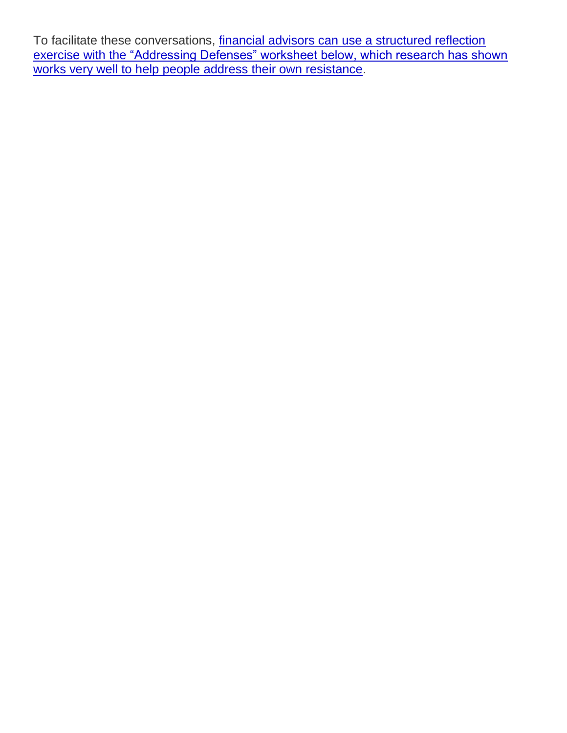To facilitate these conversations, [financial advisors can use a structured reflection exercise with the "Addressing Defenses" worksheet below, which research has shown works very well to help people address their own resistance].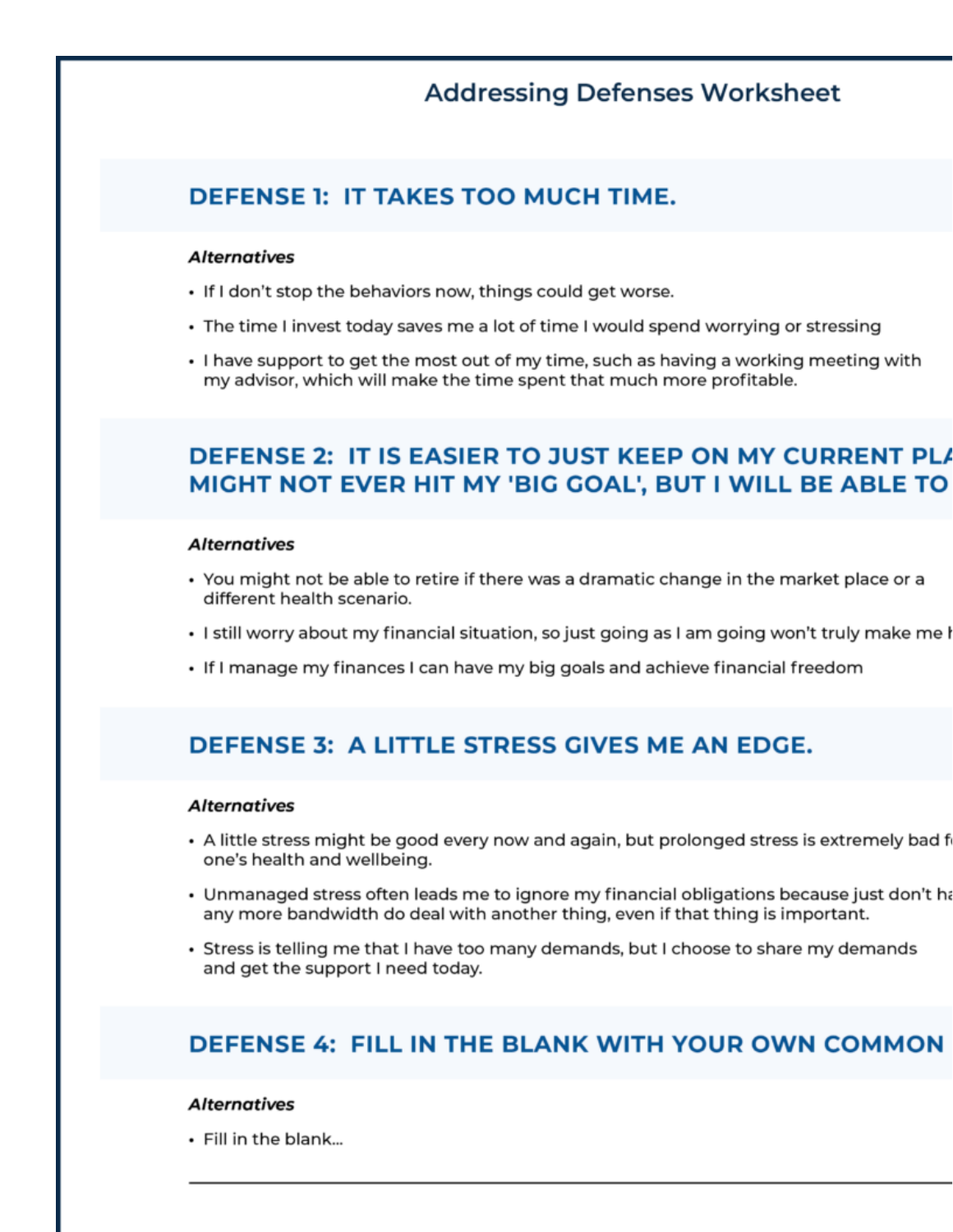# Addressing Defenses Worksheet

## DEFENSE 1: IT TAKES TOO MUCH TIME.

***Alternatives***

- If I don't stop the behaviors now, things could get worse.
- The time I invest today saves me a lot of time I would spend worrying or stressing
- I have support to get the most out of my time, such as having a working meeting with my advisor, which will make the time spent that much more profitable.

## DEFENSE 2: IT IS EASIER TO JUST KEEP ON MY CURRENT PLA MIGHT NOT EVER HIT MY 'BIG GOAL', BUT I WILL BE ABLE TO

***Alternatives***

- You might not be able to retire if there was a dramatic change in the market place or a different health scenario.
- I still worry about my financial situation, so just going as I am going won't truly make me h
- If I manage my finances I can have my big goals and achieve financial freedom

## DEFENSE 3: A LITTLE STRESS GIVES ME AN EDGE.

***Alternatives***

- A little stress might be good every now and again, but prolonged stress is extremely bad f one's health and wellbeing.
- Unmanaged stress often leads me to ignore my financial obligations because just don't ha any more bandwidth do deal with another thing, even if that thing is important.
- Stress is telling me that I have too many demands, but I choose to share my demands and get the support I need today.

## DEFENSE 4: FILL IN THE BLANK WITH YOUR OWN COMMON

***Alternatives***

- Fill in the blank...

---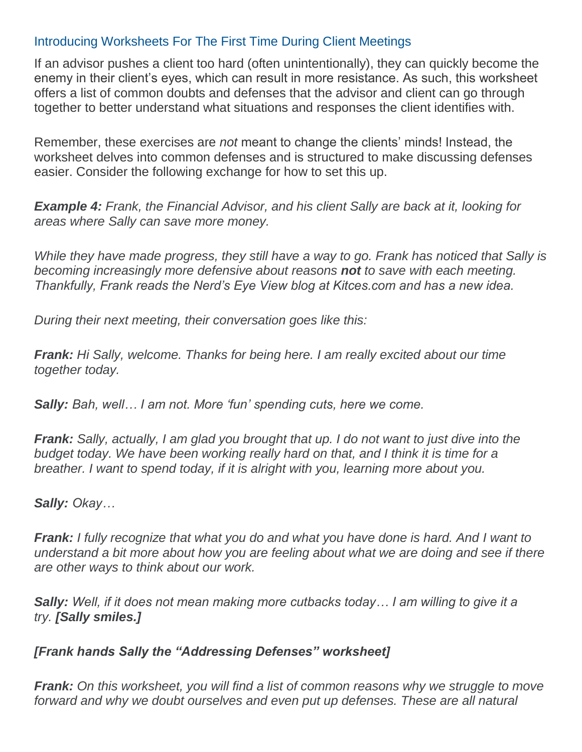### Introducing Worksheets For The First Time During Client Meetings

If an advisor pushes a client too hard (often unintentionally), they can quickly become the enemy in their client's eyes, which can result in more resistance. As such, this worksheet offers a list of common doubts and defenses that the advisor and client can go through together to better understand what situations and responses the client identifies with.

Remember, these exercises are *not* meant to change the clients' minds! Instead, the worksheet delves into common defenses and is structured to make discussing defenses easier. Consider the following exchange for how to set this up.

***Example 4:*** *Frank, the Financial Advisor, and his client Sally are back at it, looking for areas where Sally can save more money.*

*While they have made progress, they still have a way to go. Frank has noticed that Sally is becoming increasingly more defensive about reasons **not** to save with each meeting. Thankfully, Frank reads the Nerd's Eye View blog at Kitces.com and has a new idea.*

*During their next meeting, their conversation goes like this:*

***Frank:*** *Hi Sally, welcome. Thanks for being here. I am really excited about our time together today.*

***Sally:*** *Bah, well… I am not. More 'fun' spending cuts, here we come.*

***Frank:*** *Sally, actually, I am glad you brought that up. I do not want to just dive into the budget today. We have been working really hard on that, and I think it is time for a breather. I want to spend today, if it is alright with you, learning more about you.*

***Sally:*** *Okay…*

***Frank:*** *I fully recognize that what you do and what you have done is hard. And I want to understand a bit more about how you are feeling about what we are doing and see if there are other ways to think about our work.*

***Sally:*** *Well, if it does not mean making more cutbacks today… I am willing to give it a try.* ***[Sally smiles.]***

***[Frank hands Sally the "Addressing Defenses" worksheet]***

***Frank:*** *On this worksheet, you will find a list of common reasons why we struggle to move forward and why we doubt ourselves and even put up defenses. These are all natural*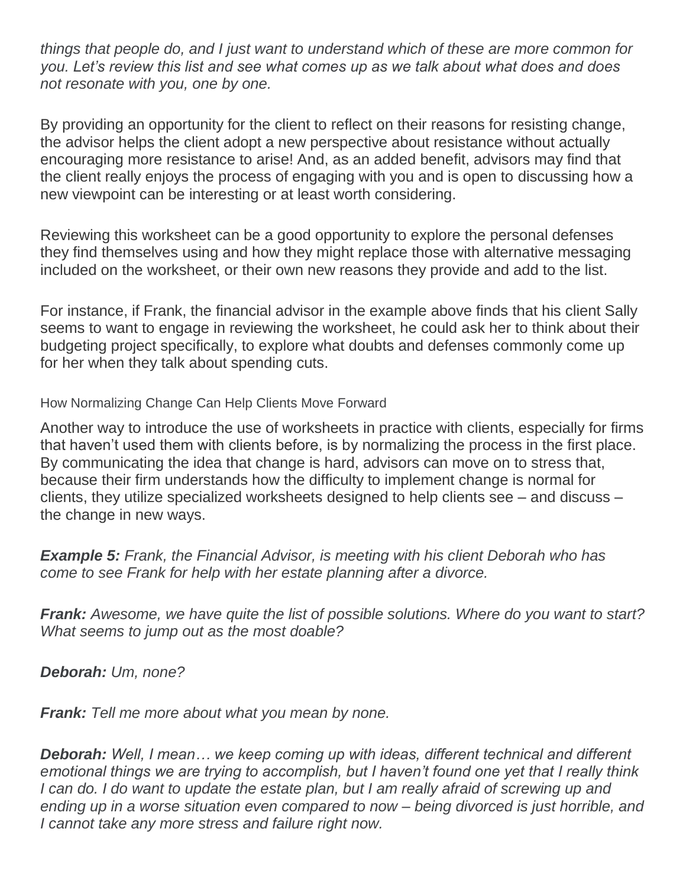*things that people do, and I just want to understand which of these are more common for you. Let's review this list and see what comes up as we talk about what does and does not resonate with you, one by one.*

By providing an opportunity for the client to reflect on their reasons for resisting change, the advisor helps the client adopt a new perspective about resistance without actually encouraging more resistance to arise! And, as an added benefit, advisors may find that the client really enjoys the process of engaging with you and is open to discussing how a new viewpoint can be interesting or at least worth considering.

Reviewing this worksheet can be a good opportunity to explore the personal defenses they find themselves using and how they might replace those with alternative messaging included on the worksheet, or their own new reasons they provide and add to the list.

For instance, if Frank, the financial advisor in the example above finds that his client Sally seems to want to engage in reviewing the worksheet, he could ask her to think about their budgeting project specifically, to explore what doubts and defenses commonly come up for her when they talk about spending cuts.

### How Normalizing Change Can Help Clients Move Forward

Another way to introduce the use of worksheets in practice with clients, especially for firms that haven't used them with clients before, is by normalizing the process in the first place. By communicating the idea that change is hard, advisors can move on to stress that, because their firm understands how the difficulty to implement change is normal for clients, they utilize specialized worksheets designed to help clients see – and discuss – the change in new ways.

***Example 5:*** *Frank, the Financial Advisor, is meeting with his client Deborah who has come to see Frank for help with her estate planning after a divorce.*

***Frank:*** *Awesome, we have quite the list of possible solutions. Where do you want to start? What seems to jump out as the most doable?*

***Deborah:*** *Um, none?*

***Frank:*** *Tell me more about what you mean by none.*

***Deborah:*** *Well, I mean… we keep coming up with ideas, different technical and different emotional things we are trying to accomplish, but I haven't found one yet that I really think I can do. I do want to update the estate plan, but I am really afraid of screwing up and ending up in a worse situation even compared to now – being divorced is just horrible, and I cannot take any more stress and failure right now.*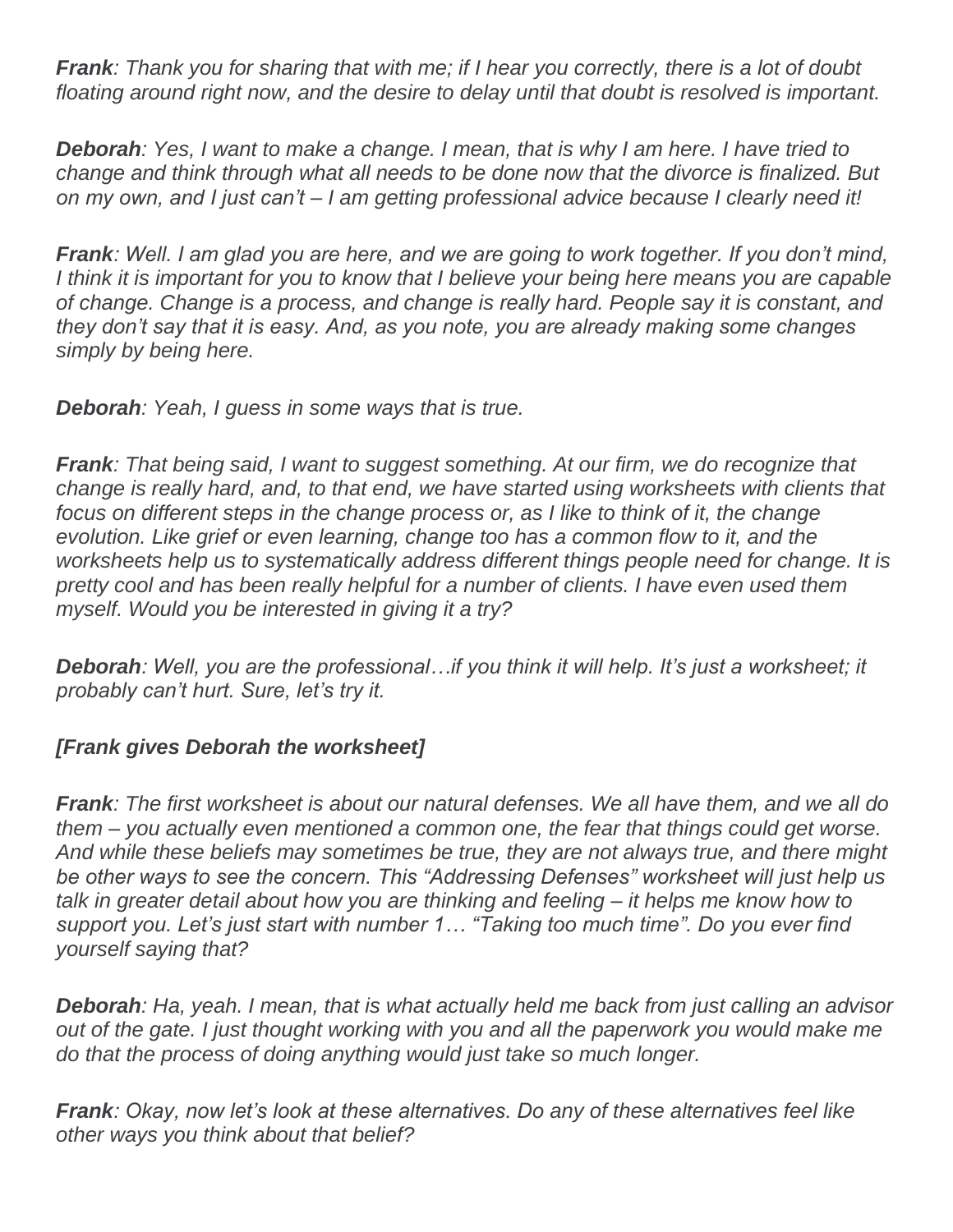***Frank**: Thank you for sharing that with me; if I hear you correctly, there is a lot of doubt floating around right now, and the desire to delay until that doubt is resolved is important.*

***Deborah**: Yes, I want to make a change. I mean, that is why I am here. I have tried to change and think through what all needs to be done now that the divorce is finalized. But on my own, and I just can't – I am getting professional advice because I clearly need it!*

***Frank**: Well. I am glad you are here, and we are going to work together. If you don't mind, I think it is important for you to know that I believe your being here means you are capable of change. Change is a process, and change is really hard. People say it is constant, and they don't say that it is easy. And, as you note, you are already making some changes simply by being here.*

***Deborah**: Yeah, I guess in some ways that is true.*

***Frank**: That being said, I want to suggest something. At our firm, we do recognize that change is really hard, and, to that end, we have started using worksheets with clients that focus on different steps in the change process or, as I like to think of it, the change evolution. Like grief or even learning, change too has a common flow to it, and the worksheets help us to systematically address different things people need for change. It is pretty cool and has been really helpful for a number of clients. I have even used them myself. Would you be interested in giving it a try?*

***Deborah**: Well, you are the professional…if you think it will help. It's just a worksheet; it probably can't hurt. Sure, let's try it.*

***[Frank gives Deborah the worksheet]***

***Frank**: The first worksheet is about our natural defenses. We all have them, and we all do them – you actually even mentioned a common one, the fear that things could get worse. And while these beliefs may sometimes be true, they are not always true, and there might be other ways to see the concern. This "Addressing Defenses" worksheet will just help us talk in greater detail about how you are thinking and feeling – it helps me know how to support you. Let's just start with number 1… "Taking too much time". Do you ever find yourself saying that?*

***Deborah**: Ha, yeah. I mean, that is what actually held me back from just calling an advisor out of the gate. I just thought working with you and all the paperwork you would make me do that the process of doing anything would just take so much longer.*

***Frank**: Okay, now let's look at these alternatives. Do any of these alternatives feel like other ways you think about that belief?*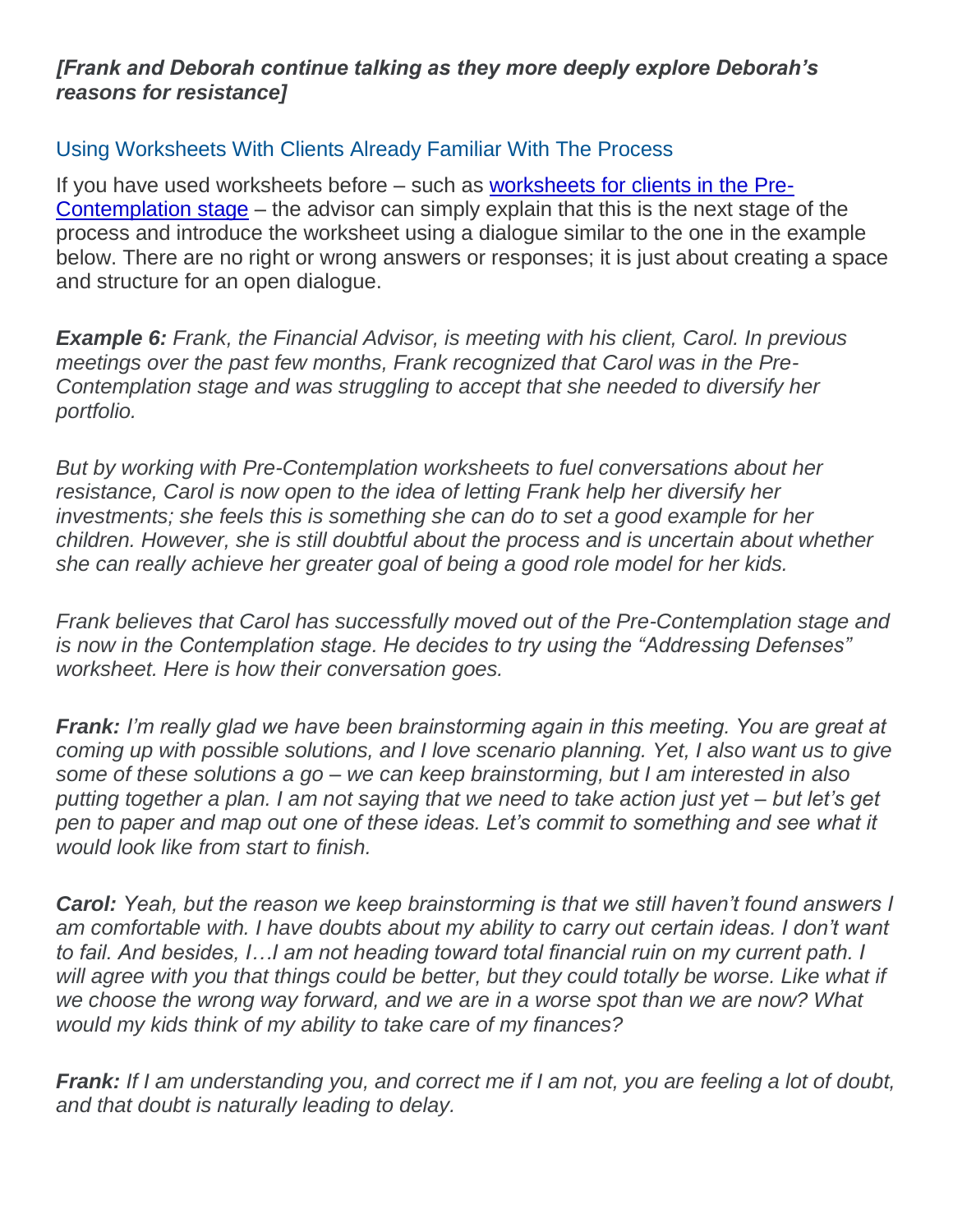***[Frank and Deborah continue talking as they more deeply explore Deborah's reasons for resistance]***

### Using Worksheets With Clients Already Familiar With The Process

If you have used worksheets before – such as [worksheets for clients in the Pre-Contemplation stage]() – the advisor can simply explain that this is the next stage of the process and introduce the worksheet using a dialogue similar to the one in the example below. There are no right or wrong answers or responses; it is just about creating a space and structure for an open dialogue.

***Example 6:*** *Frank, the Financial Advisor, is meeting with his client, Carol. In previous meetings over the past few months, Frank recognized that Carol was in the Pre-Contemplation stage and was struggling to accept that she needed to diversify her portfolio.*

*But by working with Pre-Contemplation worksheets to fuel conversations about her resistance, Carol is now open to the idea of letting Frank help her diversify her investments; she feels this is something she can do to set a good example for her children. However, she is still doubtful about the process and is uncertain about whether she can really achieve her greater goal of being a good role model for her kids.*

*Frank believes that Carol has successfully moved out of the Pre-Contemplation stage and is now in the Contemplation stage. He decides to try using the "Addressing Defenses" worksheet. Here is how their conversation goes.*

***Frank:*** *I'm really glad we have been brainstorming again in this meeting. You are great at coming up with possible solutions, and I love scenario planning. Yet, I also want us to give some of these solutions a go – we can keep brainstorming, but I am interested in also putting together a plan. I am not saying that we need to take action just yet – but let's get pen to paper and map out one of these ideas. Let's commit to something and see what it would look like from start to finish.*

***Carol:*** *Yeah, but the reason we keep brainstorming is that we still haven't found answers I am comfortable with. I have doubts about my ability to carry out certain ideas. I don't want to fail. And besides, I…I am not heading toward total financial ruin on my current path. I will agree with you that things could be better, but they could totally be worse. Like what if we choose the wrong way forward, and we are in a worse spot than we are now? What would my kids think of my ability to take care of my finances?*

***Frank:*** *If I am understanding you, and correct me if I am not, you are feeling a lot of doubt, and that doubt is naturally leading to delay.*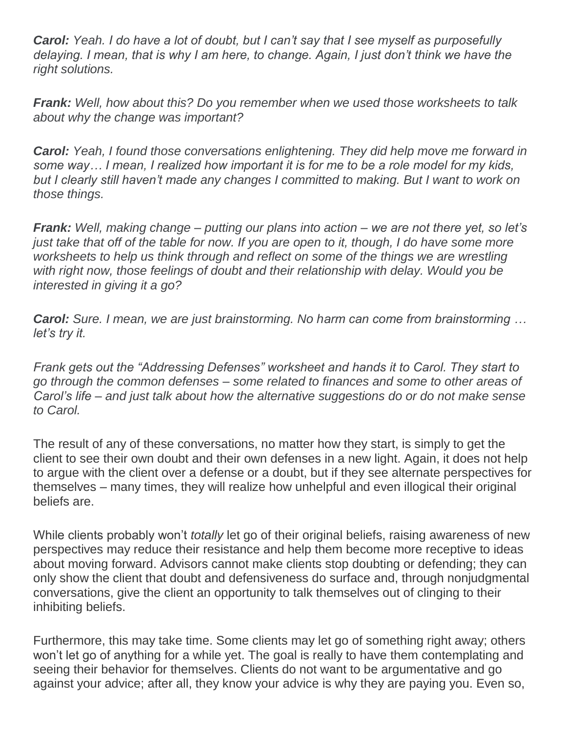***Carol:*** *Yeah. I do have a lot of doubt, but I can't say that I see myself as purposefully delaying. I mean, that is why I am here, to change. Again, I just don't think we have the right solutions.*

***Frank:*** *Well, how about this? Do you remember when we used those worksheets to talk about why the change was important?*

***Carol:*** *Yeah, I found those conversations enlightening. They did help move me forward in some way… I mean, I realized how important it is for me to be a role model for my kids, but I clearly still haven't made any changes I committed to making. But I want to work on those things.*

***Frank:*** *Well, making change – putting our plans into action – we are not there yet, so let's just take that off of the table for now. If you are open to it, though, I do have some more worksheets to help us think through and reflect on some of the things we are wrestling with right now, those feelings of doubt and their relationship with delay. Would you be interested in giving it a go?*

***Carol:*** *Sure. I mean, we are just brainstorming. No harm can come from brainstorming … let's try it.*

*Frank gets out the "Addressing Defenses" worksheet and hands it to Carol. They start to go through the common defenses – some related to finances and some to other areas of Carol's life – and just talk about how the alternative suggestions do or do not make sense to Carol.*

The result of any of these conversations, no matter how they start, is simply to get the client to see their own doubt and their own defenses in a new light. Again, it does not help to argue with the client over a defense or a doubt, but if they see alternate perspectives for themselves – many times, they will realize how unhelpful and even illogical their original beliefs are.

While clients probably won't *totally* let go of their original beliefs, raising awareness of new perspectives may reduce their resistance and help them become more receptive to ideas about moving forward. Advisors cannot make clients stop doubting or defending; they can only show the client that doubt and defensiveness do surface and, through nonjudgmental conversations, give the client an opportunity to talk themselves out of clinging to their inhibiting beliefs.

Furthermore, this may take time. Some clients may let go of something right away; others won't let go of anything for a while yet. The goal is really to have them contemplating and seeing their behavior for themselves. Clients do not want to be argumentative and go against your advice; after all, they know your advice is why they are paying you. Even so,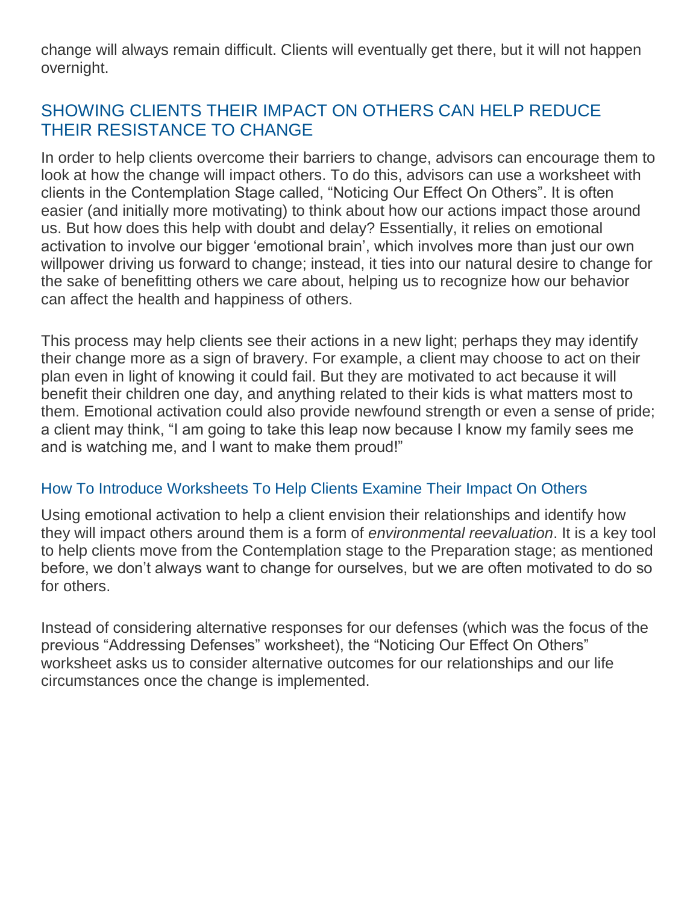change will always remain difficult. Clients will eventually get there, but it will not happen overnight.

## SHOWING CLIENTS THEIR IMPACT ON OTHERS CAN HELP REDUCE THEIR RESISTANCE TO CHANGE

In order to help clients overcome their barriers to change, advisors can encourage them to look at how the change will impact others. To do this, advisors can use a worksheet with clients in the Contemplation Stage called, "Noticing Our Effect On Others". It is often easier (and initially more motivating) to think about how our actions impact those around us. But how does this help with doubt and delay? Essentially, it relies on emotional activation to involve our bigger 'emotional brain', which involves more than just our own willpower driving us forward to change; instead, it ties into our natural desire to change for the sake of benefitting others we care about, helping us to recognize how our behavior can affect the health and happiness of others.

This process may help clients see their actions in a new light; perhaps they may identify their change more as a sign of bravery. For example, a client may choose to act on their plan even in light of knowing it could fail. But they are motivated to act because it will benefit their children one day, and anything related to their kids is what matters most to them. Emotional activation could also provide newfound strength or even a sense of pride; a client may think, "I am going to take this leap now because I know my family sees me and is watching me, and I want to make them proud!"

### How To Introduce Worksheets To Help Clients Examine Their Impact On Others

Using emotional activation to help a client envision their relationships and identify how they will impact others around them is a form of *environmental reevaluation*. It is a key tool to help clients move from the Contemplation stage to the Preparation stage; as mentioned before, we don't always want to change for ourselves, but we are often motivated to do so for others.

Instead of considering alternative responses for our defenses (which was the focus of the previous "Addressing Defenses" worksheet), the "Noticing Our Effect On Others" worksheet asks us to consider alternative outcomes for our relationships and our life circumstances once the change is implemented.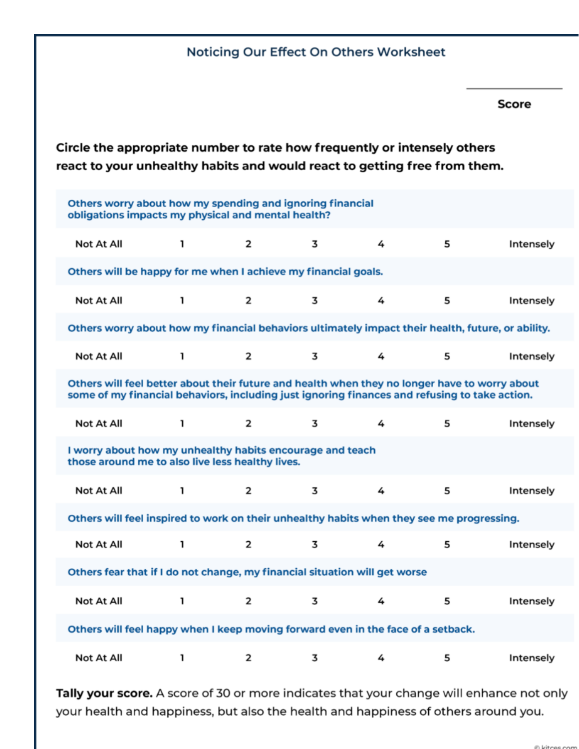# Noticing Our Effect On Others Worksheet

______________
**Score**

**Circle the appropriate number to rate how frequently or intensely others react to your unhealthy habits and would react to getting free from them.**

Others worry about how my spending and ignoring financial obligations impacts my physical and mental health?

| Not At All | 1 | 2 | 3 | 4 | 5 | Intensely |
|---|---|---|---|---|---|---|

Others will be happy for me when I achieve my financial goals.

| Not At All | 1 | 2 | 3 | 4 | 5 | Intensely |
|---|---|---|---|---|---|---|

Others worry about how my financial behaviors ultimately impact their health, future, or ability.

| Not At All | 1 | 2 | 3 | 4 | 5 | Intensely |
|---|---|---|---|---|---|---|

Others will feel better about their future and health when they no longer have to worry about some of my financial behaviors, including just ignoring finances and refusing to take action.

| Not At All | 1 | 2 | 3 | 4 | 5 | Intensely |
|---|---|---|---|---|---|---|

I worry about how my unhealthy habits encourage and teach those around me to also live less healthy lives.

| Not At All | 1 | 2 | 3 | 4 | 5 | Intensely |
|---|---|---|---|---|---|---|

Others will feel inspired to work on their unhealthy habits when they see me progressing.

| Not At All | 1 | 2 | 3 | 4 | 5 | Intensely |
|---|---|---|---|---|---|---|

Others fear that if I do not change, my financial situation will get worse

| Not At All | 1 | 2 | 3 | 4 | 5 | Intensely |
|---|---|---|---|---|---|---|

Others will feel happy when I keep moving forward even in the face of a setback.

| Not At All | 1 | 2 | 3 | 4 | 5 | Intensely |
|---|---|---|---|---|---|---|

**Tally your score.** A score of 30 or more indicates that your change will enhance not only your health and happiness, but also the health and happiness of others around you.

© kitces.com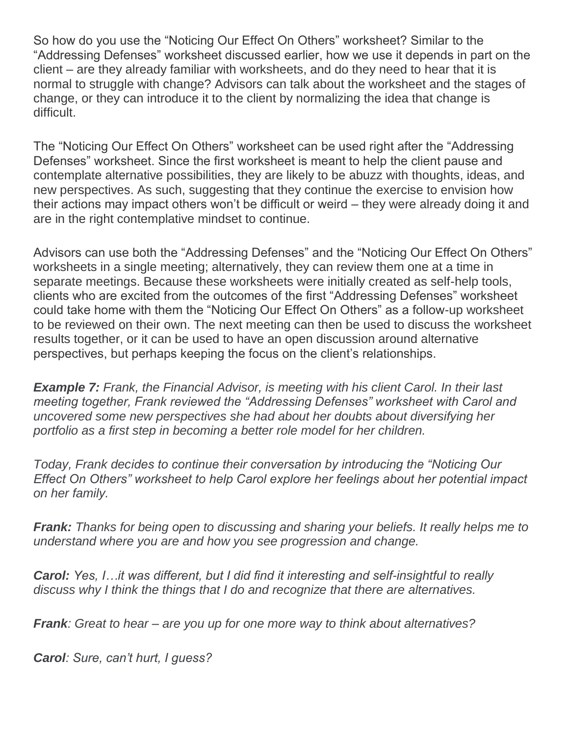So how do you use the "Noticing Our Effect On Others" worksheet? Similar to the "Addressing Defenses" worksheet discussed earlier, how we use it depends in part on the client – are they already familiar with worksheets, and do they need to hear that it is normal to struggle with change? Advisors can talk about the worksheet and the stages of change, or they can introduce it to the client by normalizing the idea that change is difficult.

The "Noticing Our Effect On Others" worksheet can be used right after the "Addressing Defenses" worksheet. Since the first worksheet is meant to help the client pause and contemplate alternative possibilities, they are likely to be abuzz with thoughts, ideas, and new perspectives. As such, suggesting that they continue the exercise to envision how their actions may impact others won't be difficult or weird – they were already doing it and are in the right contemplative mindset to continue.

Advisors can use both the "Addressing Defenses" and the "Noticing Our Effect On Others" worksheets in a single meeting; alternatively, they can review them one at a time in separate meetings. Because these worksheets were initially created as self-help tools, clients who are excited from the outcomes of the first "Addressing Defenses" worksheet could take home with them the "Noticing Our Effect On Others" as a follow-up worksheet to be reviewed on their own. The next meeting can then be used to discuss the worksheet results together, or it can be used to have an open discussion around alternative perspectives, but perhaps keeping the focus on the client's relationships.

***Example 7:*** *Frank, the Financial Advisor, is meeting with his client Carol. In their last meeting together, Frank reviewed the "Addressing Defenses" worksheet with Carol and uncovered some new perspectives she had about her doubts about diversifying her portfolio as a first step in becoming a better role model for her children.*

*Today, Frank decides to continue their conversation by introducing the "Noticing Our Effect On Others" worksheet to help Carol explore her feelings about her potential impact on her family.*

***Frank:*** *Thanks for being open to discussing and sharing your beliefs. It really helps me to understand where you are and how you see progression and change.*

***Carol:*** *Yes, I…it was different, but I did find it interesting and self-insightful to really discuss why I think the things that I do and recognize that there are alternatives.*

***Frank****: Great to hear – are you up for one more way to think about alternatives?*

***Carol****: Sure, can't hurt, I guess?*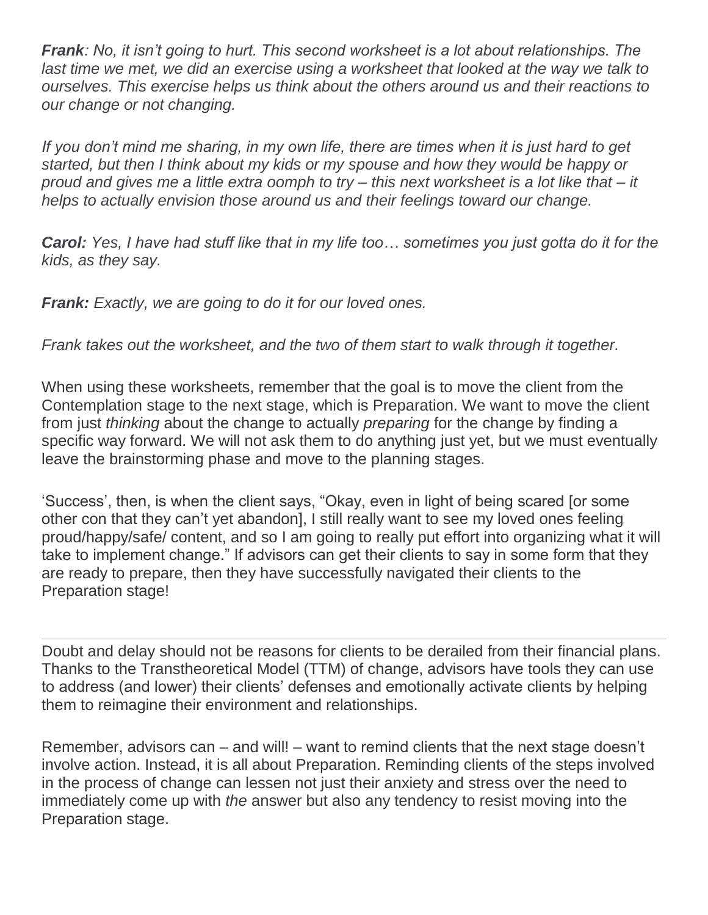***Frank**: No, it isn't going to hurt. This second worksheet is a lot about relationships. The last time we met, we did an exercise using a worksheet that looked at the way we talk to ourselves. This exercise helps us think about the others around us and their reactions to our change or not changing.*

*If you don't mind me sharing, in my own life, there are times when it is just hard to get started, but then I think about my kids or my spouse and how they would be happy or proud and gives me a little extra oomph to try – this next worksheet is a lot like that – it helps to actually envision those around us and their feelings toward our change.*

***Carol:** Yes, I have had stuff like that in my life too… sometimes you just gotta do it for the kids, as they say.*

***Frank:** Exactly, we are going to do it for our loved ones.*

*Frank takes out the worksheet, and the two of them start to walk through it together.*

When using these worksheets, remember that the goal is to move the client from the Contemplation stage to the next stage, which is Preparation. We want to move the client from just *thinking* about the change to actually *preparing* for the change by finding a specific way forward. We will not ask them to do anything just yet, but we must eventually leave the brainstorming phase and move to the planning stages.

'Success', then, is when the client says, "Okay, even in light of being scared [or some other con that they can't yet abandon], I still really want to see my loved ones feeling proud/happy/safe/ content, and so I am going to really put effort into organizing what it will take to implement change." If advisors can get their clients to say in some form that they are ready to prepare, then they have successfully navigated their clients to the Preparation stage!

---

Doubt and delay should not be reasons for clients to be derailed from their financial plans. Thanks to the Transtheoretical Model (TTM) of change, advisors have tools they can use to address (and lower) their clients' defenses and emotionally activate clients by helping them to reimagine their environment and relationships.

Remember, advisors can – and will! – want to remind clients that the next stage doesn't involve action. Instead, it is all about Preparation. Reminding clients of the steps involved in the process of change can lessen not just their anxiety and stress over the need to immediately come up with *the* answer but also any tendency to resist moving into the Preparation stage.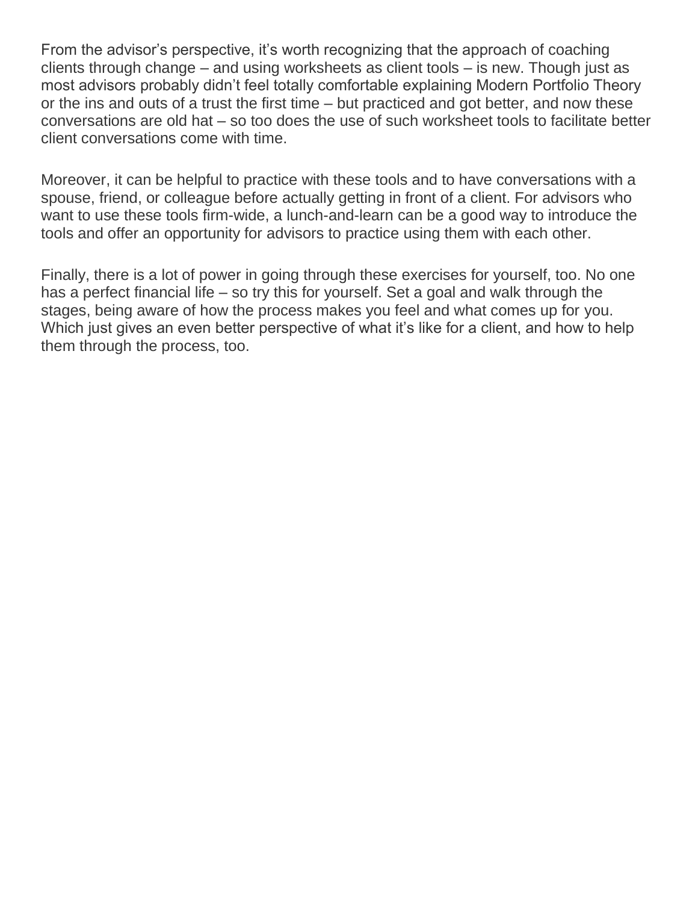From the advisor's perspective, it's worth recognizing that the approach of coaching clients through change – and using worksheets as client tools – is new. Though just as most advisors probably didn't feel totally comfortable explaining Modern Portfolio Theory or the ins and outs of a trust the first time – but practiced and got better, and now these conversations are old hat – so too does the use of such worksheet tools to facilitate better client conversations come with time.

Moreover, it can be helpful to practice with these tools and to have conversations with a spouse, friend, or colleague before actually getting in front of a client. For advisors who want to use these tools firm-wide, a lunch-and-learn can be a good way to introduce the tools and offer an opportunity for advisors to practice using them with each other.

Finally, there is a lot of power in going through these exercises for yourself, too. No one has a perfect financial life – so try this for yourself. Set a goal and walk through the stages, being aware of how the process makes you feel and what comes up for you. Which just gives an even better perspective of what it's like for a client, and how to help them through the process, too.